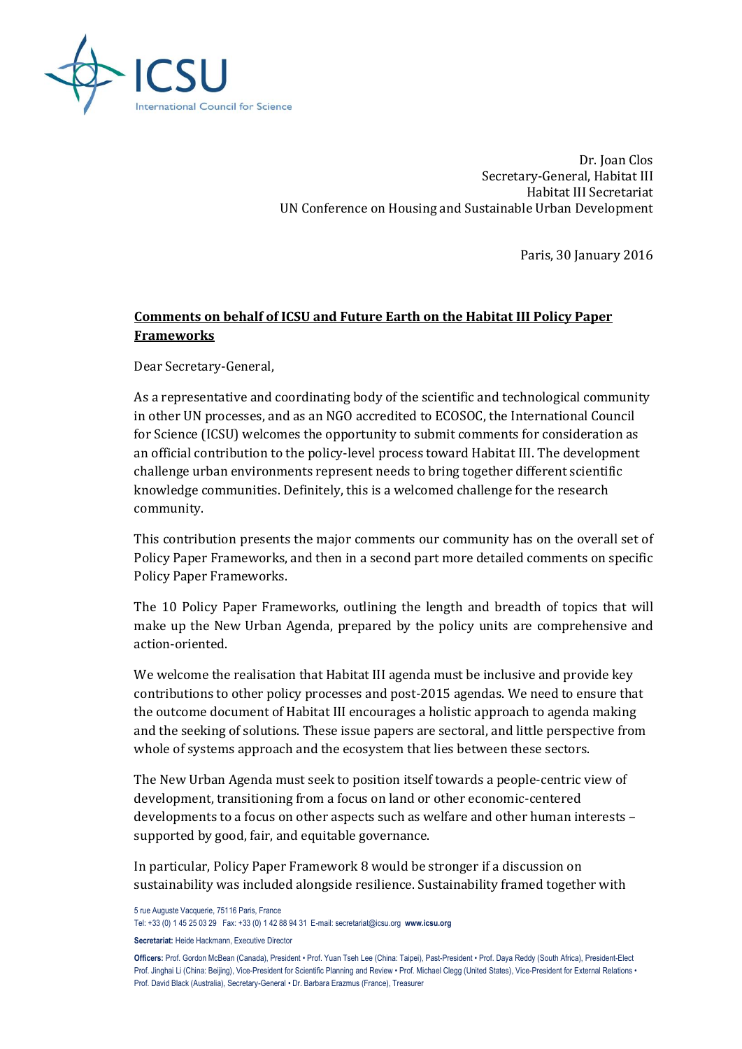Dr. Joan Clos
Secretary-General, Habitat III
Habitat III Secretariat
UN Conference on Housing and Sustainable Urban Development

Paris, 30 January 2016

**Comments on behalf of ICSU and Future Earth on the Habitat III Policy Paper Frameworks**

Dear Secretary-General,

As a representative and coordinating body of the scientific and technological community in other UN processes, and as an NGO accredited to ECOSOC, the International Council for Science (ICSU) welcomes the opportunity to submit comments for consideration as an official contribution to the policy-level process toward Habitat III. The development challenge urban environments represent needs to bring together different scientific knowledge communities. Definitely, this is a welcomed challenge for the research community.

This contribution presents the major comments our community has on the overall set of Policy Paper Frameworks, and then in a second part more detailed comments on specific Policy Paper Frameworks.

The 10 Policy Paper Frameworks, outlining the length and breadth of topics that will make up the New Urban Agenda, prepared by the policy units are comprehensive and action-oriented.

We welcome the realisation that Habitat III agenda must be inclusive and provide key contributions to other policy processes and post-2015 agendas. We need to ensure that the outcome document of Habitat III encourages a holistic approach to agenda making and the seeking of solutions. These issue papers are sectoral, and little perspective from whole of systems approach and the ecosystem that lies between these sectors.

The New Urban Agenda must seek to position itself towards a people-centric view of development, transitioning from a focus on land or other economic-centered developments to a focus on other aspects such as welfare and other human interests – supported by good, fair, and equitable governance.

In particular, Policy Paper Framework 8 would be stronger if a discussion on sustainability was included alongside resilience. Sustainability framed together with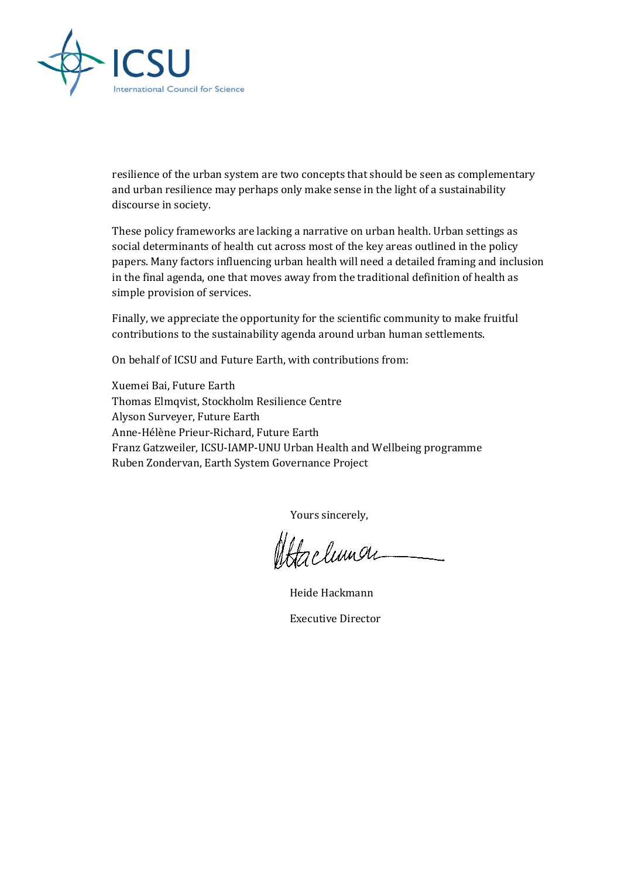resilience of the urban system are two concepts that should be seen as complementary and urban resilience may perhaps only make sense in the light of a sustainability discourse in society.

These policy frameworks are lacking a narrative on urban health. Urban settings as social determinants of health cut across most of the key areas outlined in the policy papers. Many factors influencing urban health will need a detailed framing and inclusion in the final agenda, one that moves away from the traditional definition of health as simple provision of services.

Finally, we appreciate the opportunity for the scientific community to make fruitful contributions to the sustainability agenda around urban human settlements.

On behalf of ICSU and Future Earth, with contributions from:

Xuemei Bai, Future Earth
Thomas Elmqvist, Stockholm Resilience Centre
Alyson Surveyer, Future Earth
Anne-Hélène Prieur-Richard, Future Earth
Franz Gatzweiler, ICSU-IAMP-UNU Urban Health and Wellbeing programme
Ruben Zondervan, Earth System Governance Project

Yours sincerely,

Heide Hackmann

Executive Director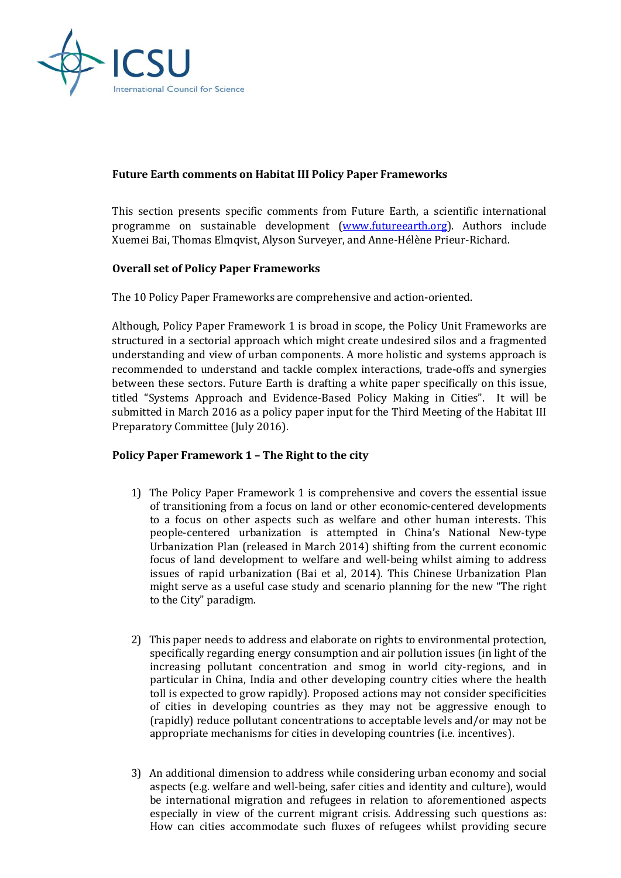**Future Earth comments on Habitat III Policy Paper Frameworks**

This section presents specific comments from Future Earth, a scientific international programme on sustainable development (www.futureearth.org). Authors include Xuemei Bai, Thomas Elmqvist, Alyson Surveyer, and Anne-Hélène Prieur-Richard.

**Overall set of Policy Paper Frameworks**

The 10 Policy Paper Frameworks are comprehensive and action-oriented.

Although, Policy Paper Framework 1 is broad in scope, the Policy Unit Frameworks are structured in a sectorial approach which might create undesired silos and a fragmented understanding and view of urban components. A more holistic and systems approach is recommended to understand and tackle complex interactions, trade-offs and synergies between these sectors. Future Earth is drafting a white paper specifically on this issue, titled "Systems Approach and Evidence-Based Policy Making in Cities". It will be submitted in March 2016 as a policy paper input for the Third Meeting of the Habitat III Preparatory Committee (July 2016).

**Policy Paper Framework 1 – The Right to the city**

1) The Policy Paper Framework 1 is comprehensive and covers the essential issue of transitioning from a focus on land or other economic-centered developments to a focus on other aspects such as welfare and other human interests. This people-centered urbanization is attempted in China's National New-type Urbanization Plan (released in March 2014) shifting from the current economic focus of land development to welfare and well-being whilst aiming to address issues of rapid urbanization (Bai et al, 2014). This Chinese Urbanization Plan might serve as a useful case study and scenario planning for the new "The right to the City" paradigm.

2) This paper needs to address and elaborate on rights to environmental protection, specifically regarding energy consumption and air pollution issues (in light of the increasing pollutant concentration and smog in world city-regions, and in particular in China, India and other developing country cities where the health toll is expected to grow rapidly). Proposed actions may not consider specificities of cities in developing countries as they may not be aggressive enough to (rapidly) reduce pollutant concentrations to acceptable levels and/or may not be appropriate mechanisms for cities in developing countries (i.e. incentives).

3) An additional dimension to address while considering urban economy and social aspects (e.g. welfare and well-being, safer cities and identity and culture), would be international migration and refugees in relation to aforementioned aspects especially in view of the current migrant crisis. Addressing such questions as: How can cities accommodate such fluxes of refugees whilst providing secure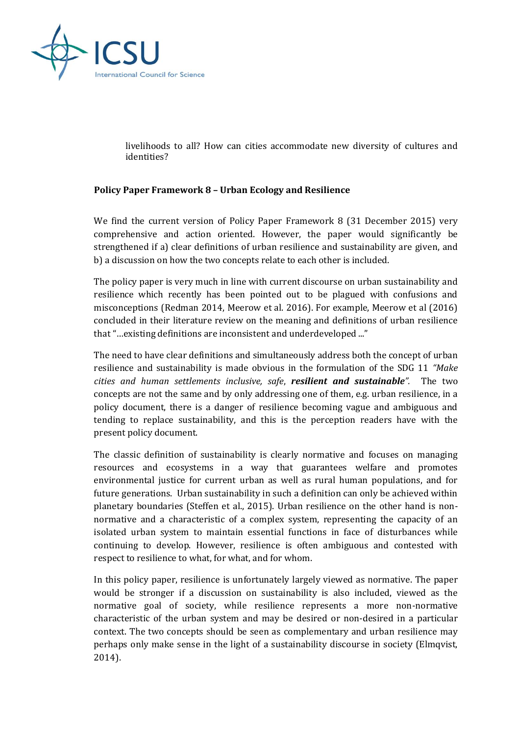livelihoods to all? How can cities accommodate new diversity of cultures and identities?

**Policy Paper Framework 8 – Urban Ecology and Resilience**

We find the current version of Policy Paper Framework 8 (31 December 2015) very comprehensive and action oriented. However, the paper would significantly be strengthened if a) clear definitions of urban resilience and sustainability are given, and b) a discussion on how the two concepts relate to each other is included.

The policy paper is very much in line with current discourse on urban sustainability and resilience which recently has been pointed out to be plagued with confusions and misconceptions (Redman 2014, Meerow et al. 2016). For example, Meerow et al (2016) concluded in their literature review on the meaning and definitions of urban resilience that "…existing definitions are inconsistent and underdeveloped ..."

The need to have clear definitions and simultaneously address both the concept of urban resilience and sustainability is made obvious in the formulation of the SDG 11 *"Make cities and human settlements inclusive, safe,* ***resilient and sustainable****".* The two concepts are not the same and by only addressing one of them, e.g. urban resilience, in a policy document, there is a danger of resilience becoming vague and ambiguous and tending to replace sustainability, and this is the perception readers have with the present policy document.

The classic definition of sustainability is clearly normative and focuses on managing resources and ecosystems in a way that guarantees welfare and promotes environmental justice for current urban as well as rural human populations, and for future generations. Urban sustainability in such a definition can only be achieved within planetary boundaries (Steffen et al., 2015). Urban resilience on the other hand is non-normative and a characteristic of a complex system, representing the capacity of an isolated urban system to maintain essential functions in face of disturbances while continuing to develop. However, resilience is often ambiguous and contested with respect to resilience to what, for what, and for whom.

In this policy paper, resilience is unfortunately largely viewed as normative. The paper would be stronger if a discussion on sustainability is also included, viewed as the normative goal of society, while resilience represents a more non-normative characteristic of the urban system and may be desired or non-desired in a particular context. The two concepts should be seen as complementary and urban resilience may perhaps only make sense in the light of a sustainability discourse in society (Elmqvist, 2014).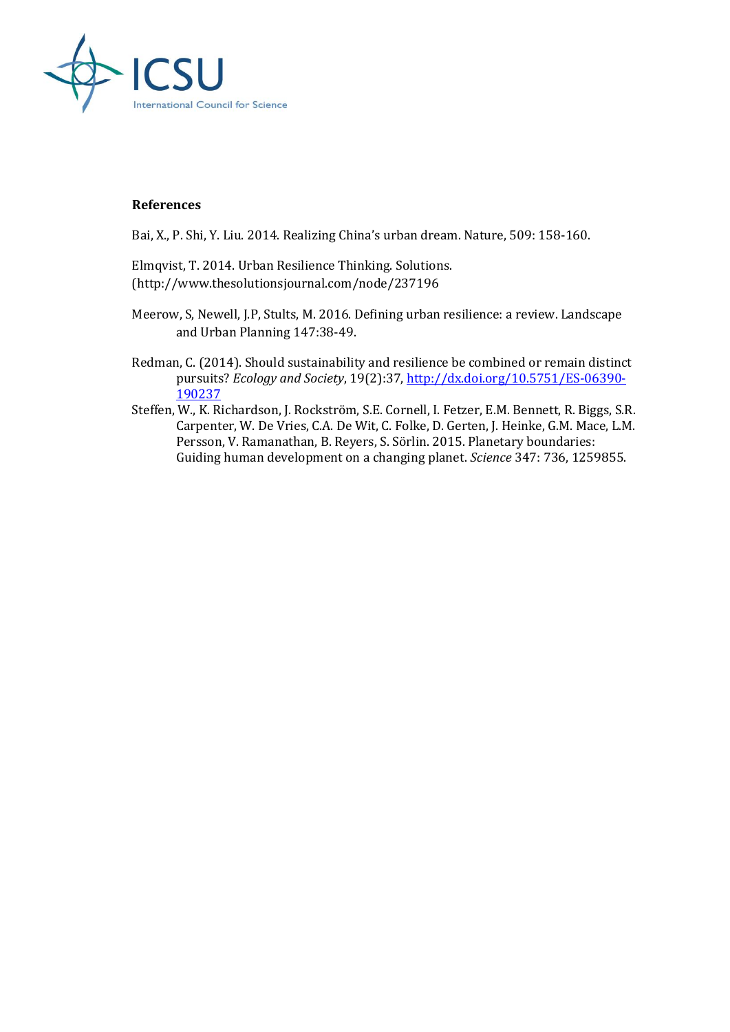## References

Bai, X., P. Shi, Y. Liu. 2014. Realizing China's urban dream. Nature, 509: 158-160.

Elmqvist, T. 2014. Urban Resilience Thinking. Solutions. (http://www.thesolutionsjournal.com/node/237196

Meerow, S, Newell, J.P, Stults, M. 2016. Defining urban resilience: a review. Landscape and Urban Planning 147:38-49.

Redman, C. (2014). Should sustainability and resilience be combined or remain distinct pursuits? *Ecology and Society*, 19(2):37, http://dx.doi.org/10.5751/ES-06390-190237

Steffen, W., K. Richardson, J. Rockström, S.E. Cornell, I. Fetzer, E.M. Bennett, R. Biggs, S.R. Carpenter, W. De Vries, C.A. De Wit, C. Folke, D. Gerten, J. Heinke, G.M. Mace, L.M. Persson, V. Ramanathan, B. Reyers, S. Sörlin. 2015. Planetary boundaries: Guiding human development on a changing planet. *Science* 347: 736, 1259855.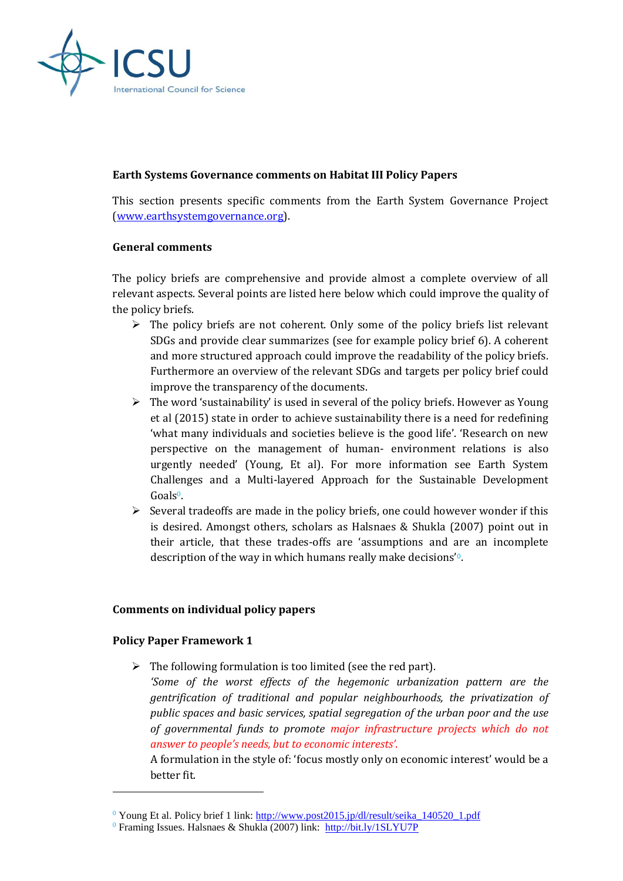**Earth Systems Governance comments on Habitat III Policy Papers**

This section presents specific comments from the Earth System Governance Project (www.earthsystemgovernance.org).

**General comments**

The policy briefs are comprehensive and provide almost a complete overview of all relevant aspects. Several points are listed here below which could improve the quality of the policy briefs.

- The policy briefs are not coherent. Only some of the policy briefs list relevant SDGs and provide clear summarizes (see for example policy brief 6). A coherent and more structured approach could improve the readability of the policy briefs. Furthermore an overview of the relevant SDGs and targets per policy brief could improve the transparency of the documents.
- The word 'sustainability' is used in several of the policy briefs. However as Young et al (2015) state in order to achieve sustainability there is a need for redefining 'what many individuals and societies believe is the good life'. 'Research on new perspective on the management of human- environment relations is also urgently needed' (Young, Et al). For more information see Earth System Challenges and a Multi-layered Approach for the Sustainable Development Goals[0].
- Several tradeoffs are made in the policy briefs, one could however wonder if this is desired. Amongst others, scholars as Halsnaes & Shukla (2007) point out in their article, that these trades-offs are 'assumptions and are an incomplete description of the way in which humans really make decisions'[0].

**Comments on individual policy papers**

**Policy Paper Framework 1**

- The following formulation is too limited (see the red part).
  *'Some of the worst effects of the hegemonic urbanization pattern are the gentrification of traditional and popular neighbourhoods, the privatization of public spaces and basic services, spatial segregation of the urban poor and the use of governmental funds to promote major infrastructure projects which do not answer to people's needs, but to economic interests'.*
  A formulation in the style of: 'focus mostly only on economic interest' would be a better fit.

---

[0] Young Et al. Policy brief 1 link: http://www.post2015.jp/dl/result/seika_140520_1.pdf
[0] Framing Issues. Halsnaes & Shukla (2007) link: http://bit.ly/1SLYU7P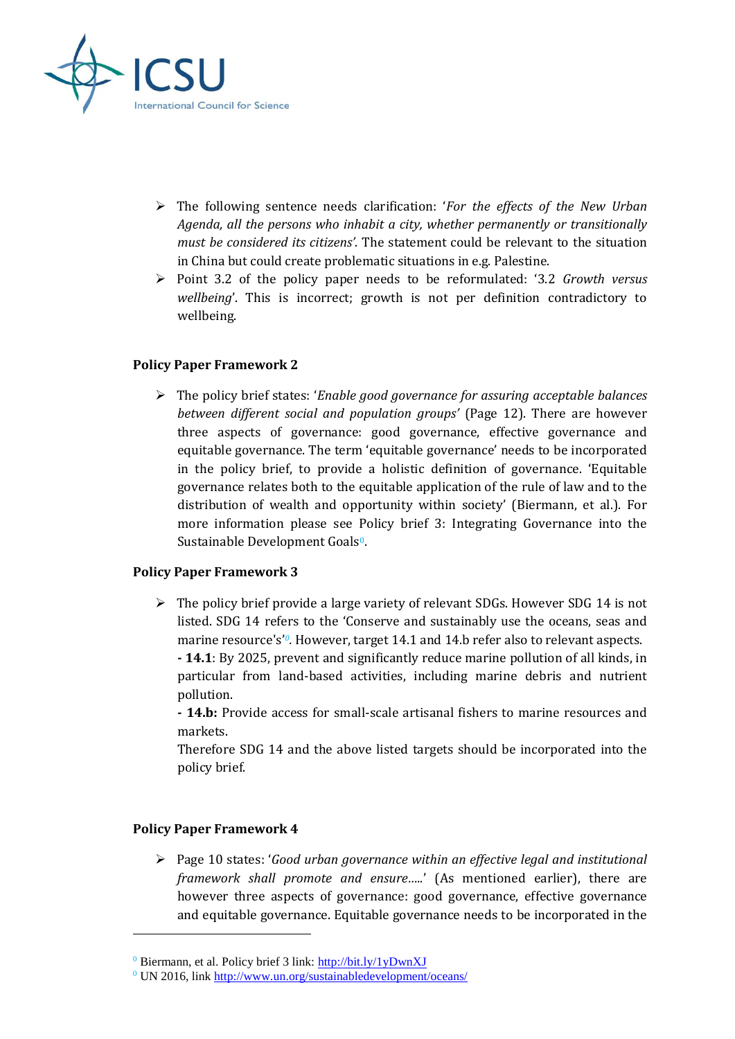- The following sentence needs clarification: '*For the effects of the New Urban Agenda, all the persons who inhabit a city, whether permanently or transitionally must be considered its citizens'*. The statement could be relevant to the situation in China but could create problematic situations in e.g. Palestine.
- Point 3.2 of the policy paper needs to be reformulated: '3.2 *Growth versus wellbeing*'. This is incorrect; growth is not per definition contradictory to wellbeing.

**Policy Paper Framework 2**

- The policy brief states: '*Enable good governance for assuring acceptable balances between different social and population groups'* (Page 12). There are however three aspects of governance: good governance, effective governance and equitable governance. The term 'equitable governance' needs to be incorporated in the policy brief, to provide a holistic definition of governance. 'Equitable governance relates both to the equitable application of the rule of law and to the distribution of wealth and opportunity within society' (Biermann, et al.). For more information please see Policy brief 3: Integrating Governance into the Sustainable Development Goals[0].

**Policy Paper Framework 3**

- The policy brief provide a large variety of relevant SDGs. However SDG 14 is not listed. SDG 14 refers to the 'Conserve and sustainably use the oceans, seas and marine resource's'[0]. However, target 14.1 and 14.b refer also to relevant aspects.
  **- 14.1**: By 2025, prevent and significantly reduce marine pollution of all kinds, in particular from land-based activities, including marine debris and nutrient pollution.
  **- 14.b:** Provide access for small-scale artisanal fishers to marine resources and markets.
  Therefore SDG 14 and the above listed targets should be incorporated into the policy brief.

**Policy Paper Framework 4**

- Page 10 states: '*Good urban governance within an effective legal and institutional framework shall promote and ensure.....*' (As mentioned earlier), there are however three aspects of governance: good governance, effective governance and equitable governance. Equitable governance needs to be incorporated in the

---

[0] Biermann, et al. Policy brief 3 link: http://bit.ly/1yDwnXJ

[0] UN 2016, link http://www.un.org/sustainabledevelopment/oceans/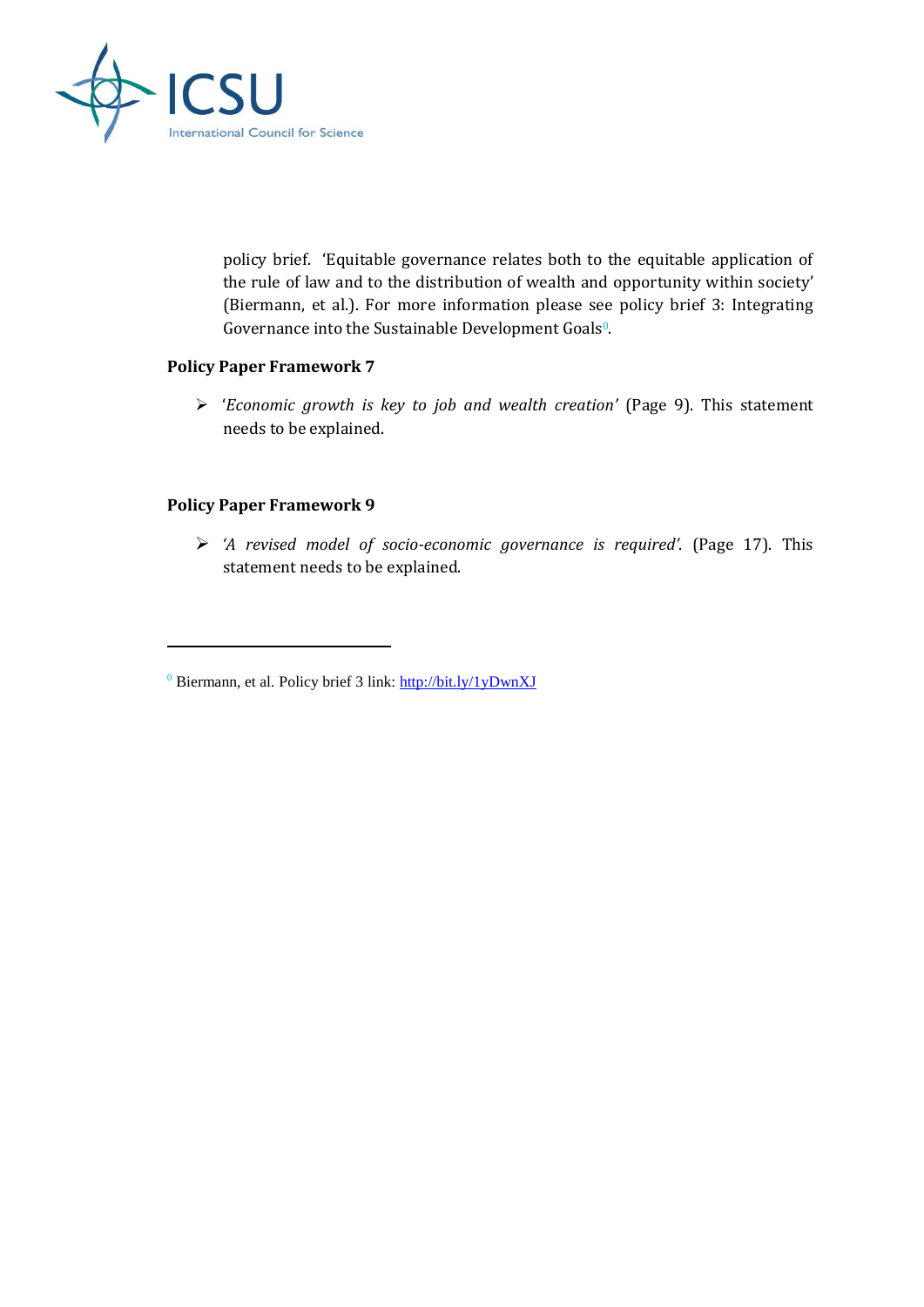policy brief. 'Equitable governance relates both to the equitable application of the rule of law and to the distribution of wealth and opportunity within society' (Biermann, et al.). For more information please see policy brief 3: Integrating Governance into the Sustainable Development Goals[0].

**Policy Paper Framework 7**

- '*Economic growth is key to job and wealth creation*' (Page 9). This statement needs to be explained.

**Policy Paper Framework 9**

- *'A revised model of socio-economic governance is required'.* (Page 17). This statement needs to be explained.

---

[0] Biermann, et al. Policy brief 3 link: http://bit.ly/1yDwnXJ